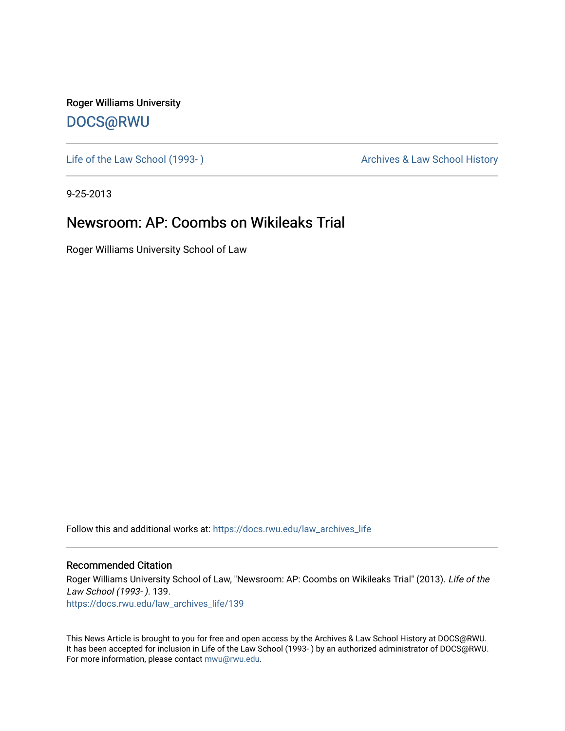Roger Williams University

DOCS@RWU

Life of the Law School (1993- )

Archives & Law School History

9-25-2013

# Newsroom: AP: Coombs on Wikileaks Trial

Roger Williams University School of Law

Follow this and additional works at: https://docs.rwu.edu/law_archives_life

## Recommended Citation

Roger Williams University School of Law, "Newsroom: AP: Coombs on Wikileaks Trial" (2013). *Life of the Law School (1993- )*. 139.
https://docs.rwu.edu/law_archives_life/139

This News Article is brought to you for free and open access by the Archives & Law School History at DOCS@RWU. It has been accepted for inclusion in Life of the Law School (1993- ) by an authorized administrator of DOCS@RWU. For more information, please contact mwu@rwu.edu.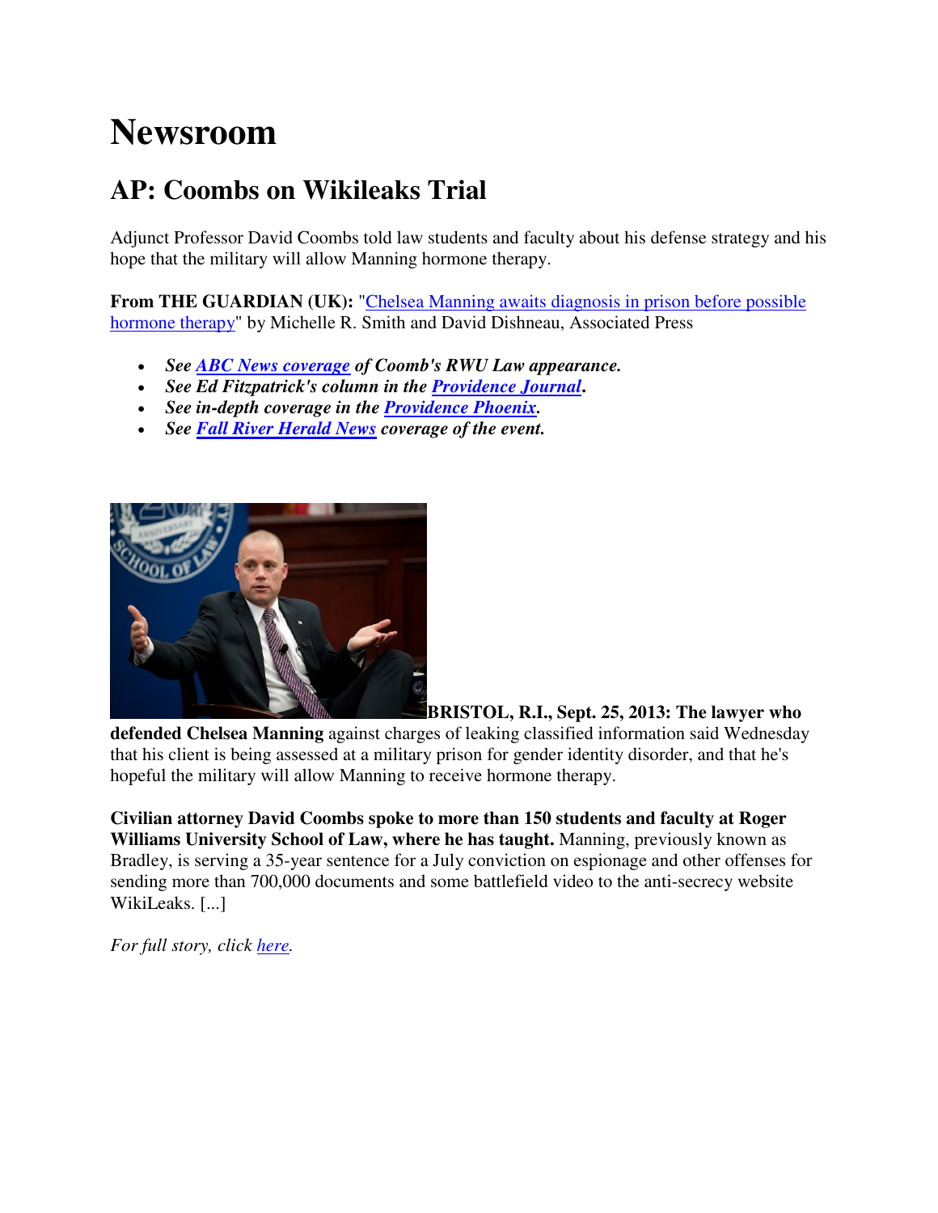# Newsroom

## AP: Coombs on Wikileaks Trial

Adjunct Professor David Coombs told law students and faculty about his defense strategy and his hope that the military will allow Manning hormone therapy.

**From THE GUARDIAN (UK):** "Chelsea Manning awaits diagnosis in prison before possible hormone therapy" by Michelle R. Smith and David Dishneau, Associated Press

- ***See ABC News coverage of Coomb's RWU Law appearance.***
- ***See Ed Fitzpatrick's column in the Providence Journal.***
- ***See in-depth coverage in the Providence Phoenix.***
- ***See Fall River Herald News coverage of the event.***

**BRISTOL, R.I., Sept. 25, 2013: The lawyer who defended Chelsea Manning** against charges of leaking classified information said Wednesday that his client is being assessed at a military prison for gender identity disorder, and that he's hopeful the military will allow Manning to receive hormone therapy.

**Civilian attorney David Coombs spoke to more than 150 students and faculty at Roger Williams University School of Law, where he has taught.** Manning, previously known as Bradley, is serving a 35-year sentence for a July conviction on espionage and other offenses for sending more than 700,000 documents and some battlefield video to the anti-secrecy website WikiLeaks. [...]

*For full story, click here.*